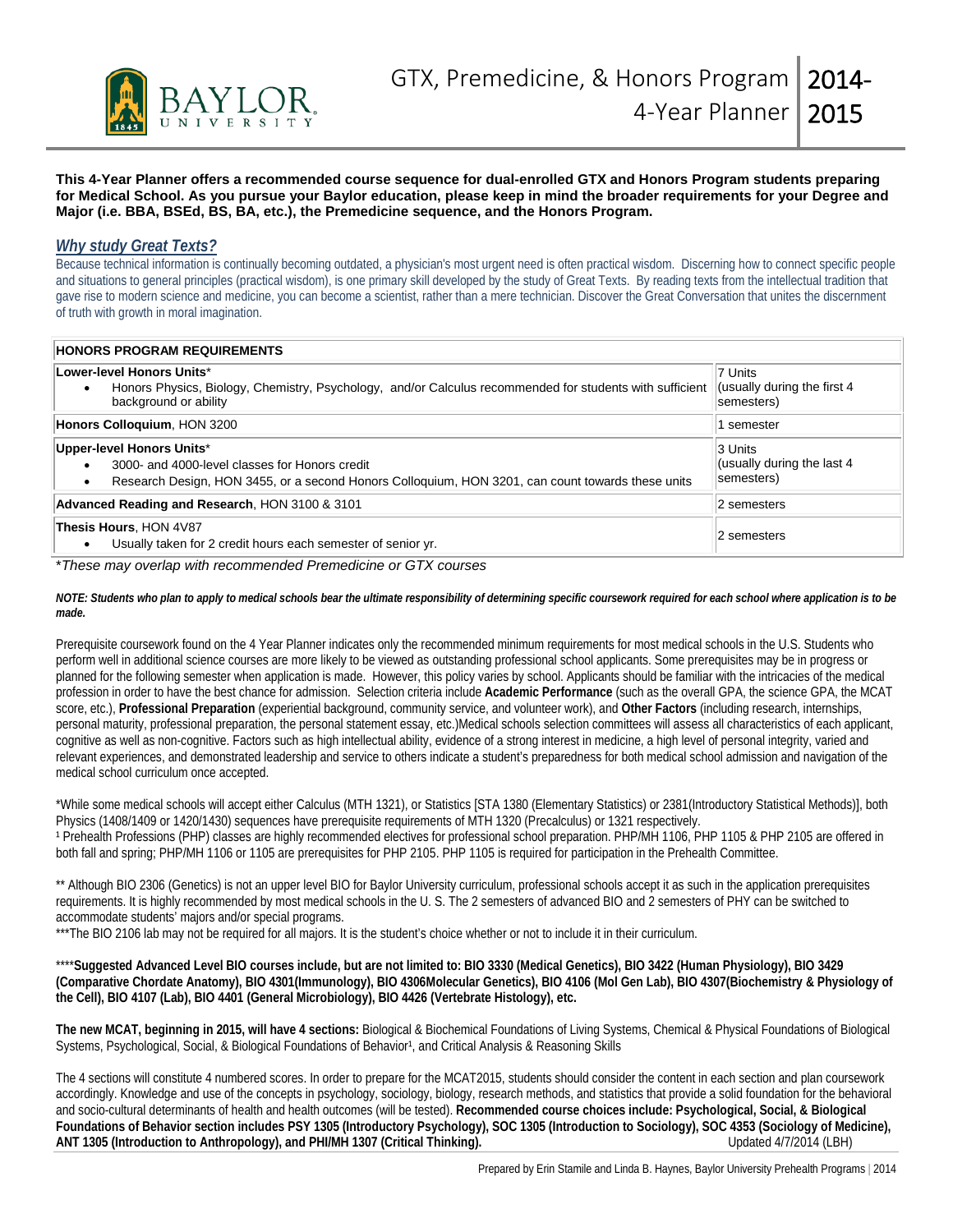# GTX, Premedicine, & Honors Program 4-Year Planner 2014-2015

**This 4-Year Planner offers a recommended course sequence for dual-enrolled GTX and Honors Program students preparing for Medical School. As you pursue your Baylor education, please keep in mind the broader requirements for your Degree and Major (i.e. BBA, BSEd, BS, BA, etc.), the Premedicine sequence, and the Honors Program.**

## *Why study Great Texts?*

Because technical information is continually becoming outdated, a physician's most urgent need is often practical wisdom. Discerning how to connect specific people and situations to general principles (practical wisdom), is one primary skill developed by the study of Great Texts. By reading texts from the intellectual tradition that gave rise to modern science and medicine, you can become a scientist, rather than a mere technician. Discover the Great Conversation that unites the discernment of truth with growth in moral imagination.

| HONORS PROGRAM REQUIREMENTS | |
|---|---|
| **Lower-level Honors Units*** <br>• Honors Physics, Biology, Chemistry, Psychology, and/or Calculus recommended for students with sufficient background or ability | 7 Units (usually during the first 4 semesters) |
| **Honors Colloquium**, HON 3200 | 1 semester |
| **Upper-level Honors Units*** <br>• 3000- and 4000-level classes for Honors credit <br>• Research Design, HON 3455, or a second Honors Colloquium, HON 3201, can count towards these units | 3 Units (usually during the last 4 semesters) |
| **Advanced Reading and Research**, HON 3100 & 3101 | 2 semesters |
| **Thesis Hours**, HON 4V87 <br>• Usually taken for 2 credit hours each semester of senior yr. | 2 semesters |

**These may overlap with recommended Premedicine or GTX courses*

***NOTE: Students who plan to apply to medical schools bear the ultimate responsibility of determining specific coursework required for each school where application is to be made.***

Prerequisite coursework found on the 4 Year Planner indicates only the recommended minimum requirements for most medical schools in the U.S. Students who perform well in additional science courses are more likely to be viewed as outstanding professional school applicants. Some prerequisites may be in progress or planned for the following semester when application is made. However, this policy varies by school. Applicants should be familiar with the intricacies of the medical profession in order to have the best chance for admission. Selection criteria include **Academic Performance** (such as the overall GPA, the science GPA, the MCAT score, etc.), **Professional Preparation** (experiential background, community service, and volunteer work), and **Other Factors** (including research, internships, personal maturity, professional preparation, the personal statement essay, etc.)Medical schools selection committees will assess all characteristics of each applicant, cognitive as well as non-cognitive. Factors such as high intellectual ability, evidence of a strong interest in medicine, a high level of personal integrity, varied and relevant experiences, and demonstrated leadership and service to others indicate a student's preparedness for both medical school admission and navigation of the medical school curriculum once accepted.

*While some medical schools will accept either Calculus (MTH 1321), or Statistics [STA 1380 (Elementary Statistics) or 2381(Introductory Statistical Methods)], both Physics (1408/1409 or 1420/1430) sequences have prerequisite requirements of MTH 1320 (Precalculus) or 1321 respectively.
[1] Prehealth Professions (PHP) classes are highly recommended electives for professional school preparation. PHP/MH 1106, PHP 1105 & PHP 2105 are offered in both fall and spring; PHP/MH 1106 or 1105 are prerequisites for PHP 2105. PHP 1105 is required for participation in the Prehealth Committee.

** Although BIO 2306 (Genetics) is not an upper level BIO for Baylor University curriculum, professional schools accept it as such in the application prerequisites requirements. It is highly recommended by most medical schools in the U. S. The 2 semesters of advanced BIO and 2 semesters of PHY can be switched to accommodate students' majors and/or special programs.
***The BIO 2106 lab may not be required for all majors. It is the student's choice whether or not to include it in their curriculum.

****Suggested Advanced Level BIO courses include, but are not limited to: BIO 3330 (Medical Genetics), BIO 3422 (Human Physiology), BIO 3429 (Comparative Chordate Anatomy), BIO 4301(Immunology), BIO 4306Molecular Genetics), BIO 4106 (Mol Gen Lab), BIO 4307(Biochemistry & Physiology of the Cell), BIO 4107 (Lab), BIO 4401 (General Microbiology), BIO 4426 (Vertebrate Histology), etc.**

**The new MCAT, beginning in 2015, will have 4 sections:** Biological & Biochemical Foundations of Living Systems, Chemical & Physical Foundations of Biological Systems, Psychological, Social, & Biological Foundations of Behavior[1], and Critical Analysis & Reasoning Skills

The 4 sections will constitute 4 numbered scores. In order to prepare for the MCAT2015, students should consider the content in each section and plan coursework accordingly. Knowledge and use of the concepts in psychology, sociology, biology, research methods, and statistics that provide a solid foundation for the behavioral and socio-cultural determinants of health and health outcomes (will be tested). **Recommended course choices include: Psychological, Social, & Biological Foundations of Behavior section includes PSY 1305 (Introductory Psychology), SOC 1305 (Introduction to Sociology), SOC 4353 (Sociology of Medicine), ANT 1305 (Introduction to Anthropology), and PHI/MH 1307 (Critical Thinking).** Updated 4/7/2014 (LBH)

Prepared by Erin Stamile and Linda B. Haynes, Baylor University Prehealth Programs | 2014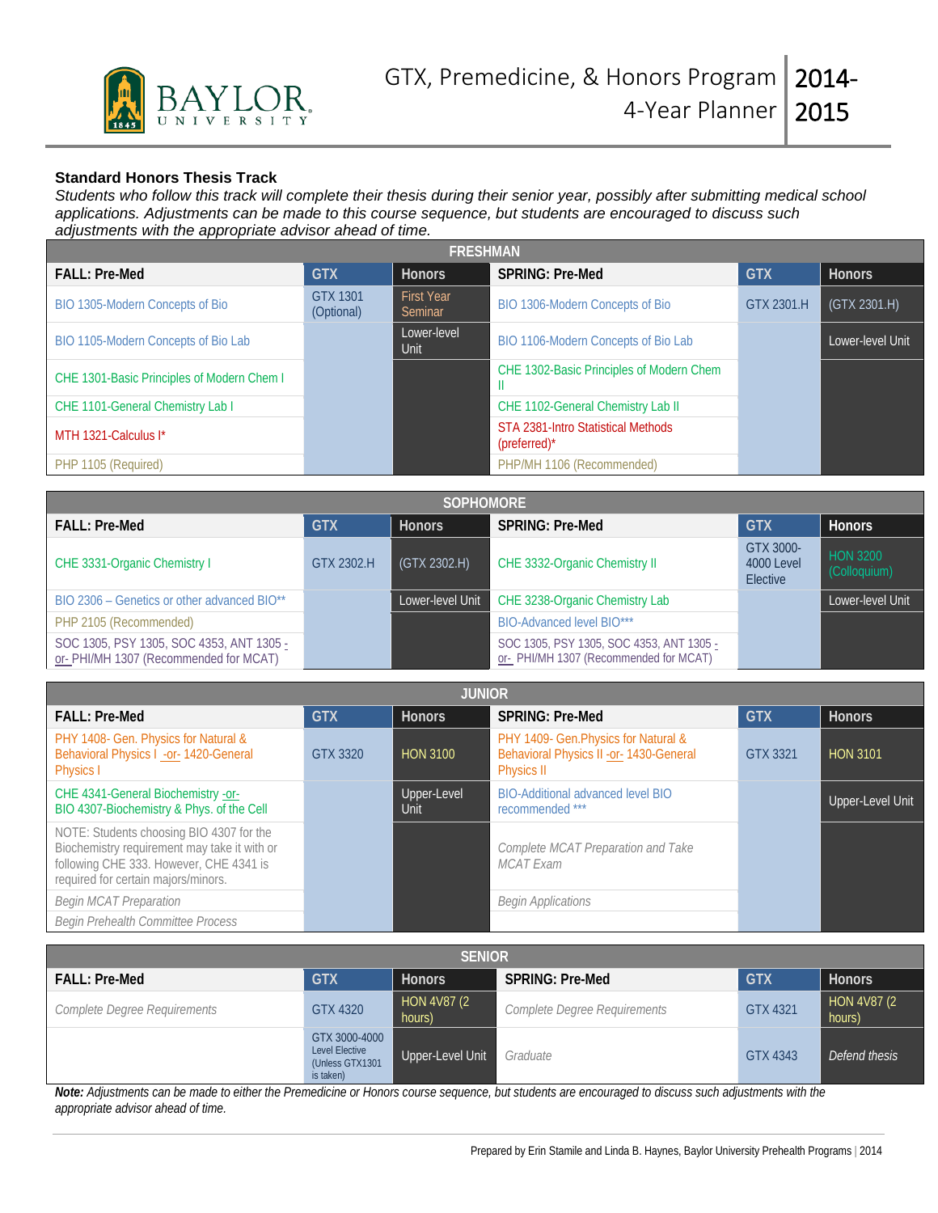# GTX, Premedicine, & Honors Program 4-Year Planner 2014-2015

### Standard Honors Thesis Track

*Students who follow this track will complete their thesis during their senior year, possibly after submitting medical school applications. Adjustments can be made to this course sequence, but students are encouraged to discuss such adjustments with the appropriate advisor ahead of time.*

| FRESHMAN | | | | | |
|---|---|---|---|---|---|
| **FALL: Pre-Med** | **GTX** | **Honors** | **SPRING: Pre-Med** | **GTX** | **Honors** |
| BIO 1305-Modern Concepts of Bio | GTX 1301 (Optional) | First Year Seminar | BIO 1306-Modern Concepts of Bio | GTX 2301.H | (GTX 2301.H) |
| BIO 1105-Modern Concepts of Bio Lab | | Lower-level Unit | BIO 1106-Modern Concepts of Bio Lab | | Lower-level Unit |
| CHE 1301-Basic Principles of Modern Chem I | | | CHE 1302-Basic Principles of Modern Chem II | | |
| CHE 1101-General Chemistry Lab I | | | CHE 1102-General Chemistry Lab II | | |
| MTH 1321-Calculus I* | | | STA 2381-Intro Statistical Methods (preferred)* | | |
| PHP 1105 (Required) | | | PHP/MH 1106 (Recommended) | | |

| SOPHOMORE | | | | | |
|---|---|---|---|---|---|
| **FALL: Pre-Med** | **GTX** | **Honors** | **SPRING: Pre-Med** | **GTX** | **Honors** |
| CHE 3331-Organic Chemistry I | GTX 2302.H | (GTX 2302.H) | CHE 3332-Organic Chemistry II | GTX 3000-4000 Level Elective | HON 3200 (Colloquium) |
| BIO 2306 – Genetics or other advanced BIO** | | Lower-level Unit | CHE 3238-Organic Chemistry Lab | | Lower-level Unit |
| PHP 2105 (Recommended) | | | BIO-Advanced level BIO*** | | |
| SOC 1305, PSY 1305, SOC 4353, ANT 1305 -or- PHI/MH 1307 (Recommended for MCAT) | | | SOC 1305, PSY 1305, SOC 4353, ANT 1305 -or- PHI/MH 1307 (Recommended for MCAT) | | |

| JUNIOR | | | | | |
|---|---|---|---|---|---|
| **FALL: Pre-Med** | **GTX** | **Honors** | **SPRING: Pre-Med** | **GTX** | **Honors** |
| PHY 1408- Gen. Physics for Natural & Behavioral Physics I -or- 1420-General Physics I | GTX 3320 | HON 3100 | PHY 1409- Gen.Physics for Natural & Behavioral Physics II -or- 1430-General Physics II | GTX 3321 | HON 3101 |
| CHE 4341-General Biochemistry -or- BIO 4307-Biochemistry & Phys. of the Cell | | Upper-Level Unit | BIO-Additional advanced level BIO recommended *** | | Upper-Level Unit |
| NOTE: Students choosing BIO 4307 for the Biochemistry requirement may take it with or following CHE 333. However, CHE 4341 is required for certain majors/minors. | | | *Complete MCAT Preparation and Take MCAT Exam* | | |
| *Begin MCAT Preparation* | | | *Begin Applications* | | |
| *Begin Prehealth Committee Process* | | | | | |

| SENIOR | | | | | |
|---|---|---|---|---|---|
| **FALL: Pre-Med** | **GTX** | **Honors** | **SPRING: Pre-Med** | **GTX** | **Honors** |
| *Complete Degree Requirements* | GTX 4320 | HON 4V87 (2 hours) | *Complete Degree Requirements* | GTX 4321 | HON 4V87 (2 hours) |
| | GTX 3000-4000 Level Elective (Unless GTX1301 is taken) | Upper-Level Unit | *Graduate* | GTX 4343 | *Defend thesis* |

***Note:*** *Adjustments can be made to either the Premedicine or Honors course sequence, but students are encouraged to discuss such adjustments with the appropriate advisor ahead of time.*

Prepared by Erin Stamile and Linda B. Haynes, Baylor University Prehealth Programs | 2014